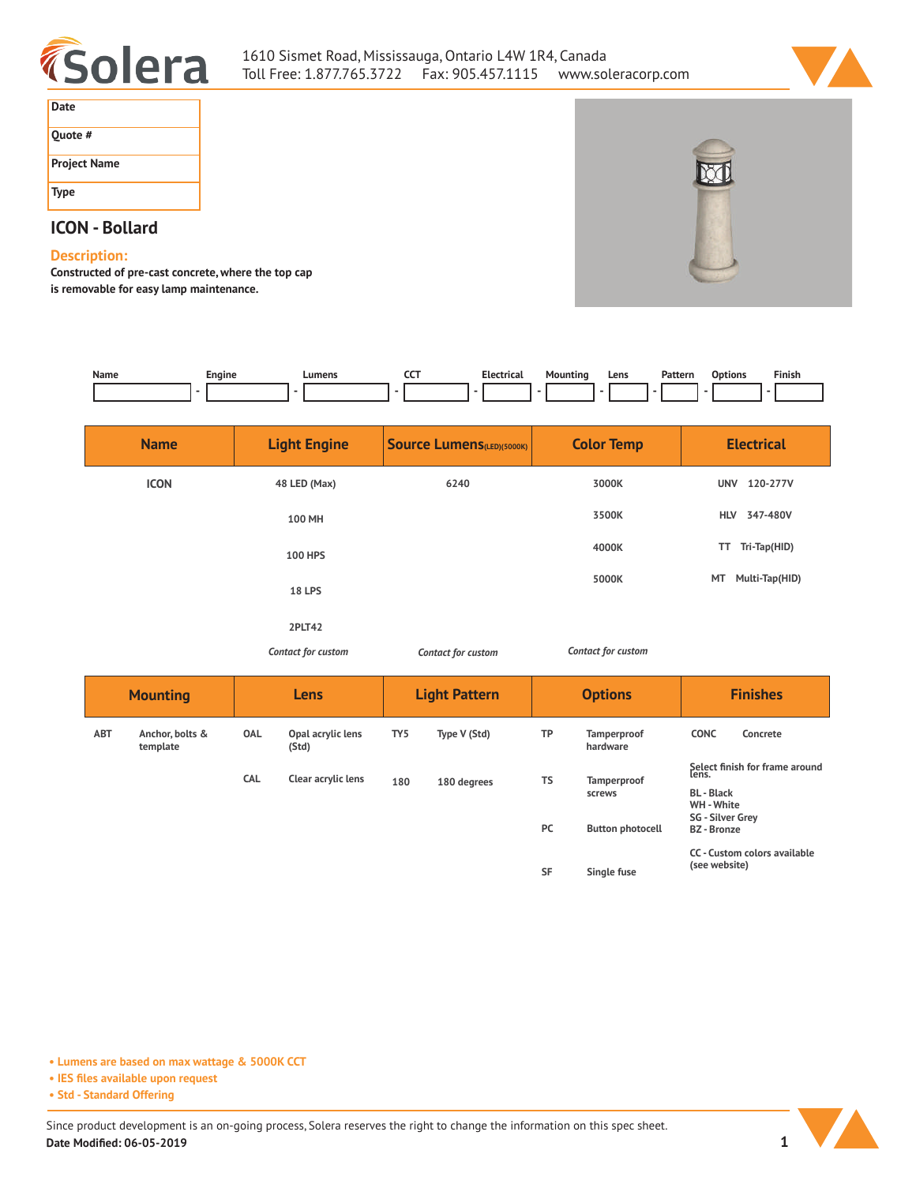1610 Sismet Road, Mississauga, Ontario L4W 1R4, Canada
Toll Free: 1.877.765.3722 Fax: 905.457.1115 www.soleracorp.com

| Date | |
|---|---|
| Quote # | |
| Project Name | |
| Type | |

## ICON - Bollard

### Description:

**Constructed of pre-cast concrete, where the top cap is removable for easy lamp maintenance.**

| Name | | Engine | | Lumens | | CCT | | Electrical | | Mounting | | Lens | | Pattern | | Options | | Finish |
|---|---|---|---|---|---|---|---|---|---|---|---|---|---|---|---|---|---|---|
| | - | | - | | - | | - | | - | | - | | - | | - | | - | |

| Name | Light Engine | Source Lumens(LED)(5000K) | Color Temp | Electrical |
|---|---|---|---|---|
| ICON | 48 LED (Max) | 6240 | 3000K | UNV 120-277V |
| | 100 MH | | 3500K | HLV 347-480V |
| | 100 HPS | | 4000K | TT Tri-Tap(HID) |
| | 18 LPS | | 5000K | MT Multi-Tap(HID) |
| | 2PLT42 | | | |
| | *Contact for custom* | *Contact for custom* | *Contact for custom* | |

| Mounting | | Lens | | Light Pattern | | Options | | Finishes | |
|---|---|---|---|---|---|---|---|---|---|
| ABT | Anchor, bolts & template | OAL | Opal acrylic lens (Std) | TY5 | Type V (Std) | TP | Tamperproof hardware | CONC | Concrete |
| | | CAL | Clear acrylic lens | 180 | 180 degrees | TS | Tamperproof screws | Select finish for frame around lens. BL - Black WH - White SG - Silver Grey BZ - Bronze | |
| | | | | | | PC | Button photocell | CC - Custom colors available (see website) | |
| | | | | | | SF | Single fuse | | |

- Lumens are based on max wattage & 5000K CCT
- IES files available upon request
- Std - Standard Offering

Since product development is an on-going process, Solera reserves the right to change the information on this spec sheet.

**Date Modified: 06-05-2019**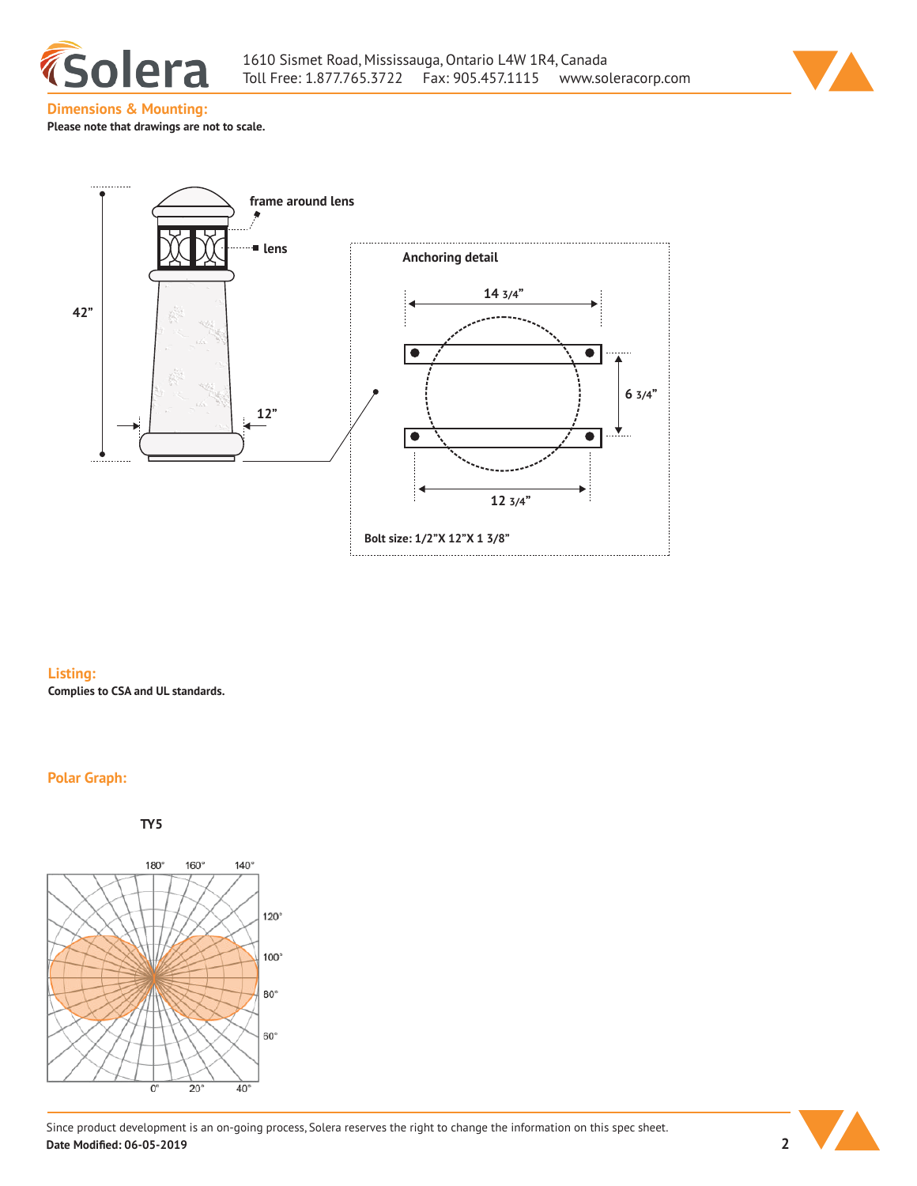## Dimensions & Mounting:

**Please note that drawings are not to scale.**

frame around lens

lens

42”

12”

Anchoring detail

14 3/4”

6 3/4”

12 3/4”

**Bolt size: 1/2”X 12”X 1 3/8”**

## Listing:

**Complies to CSA and UL standards.**

## Polar Graph:

**TY5**

180° 160° 140°

120°

100°

80°

60°

0° 20° 40°

Since product development is an on-going process, Solera reserves the right to change the information on this spec sheet.

**Date Modified: 06-05-2019**